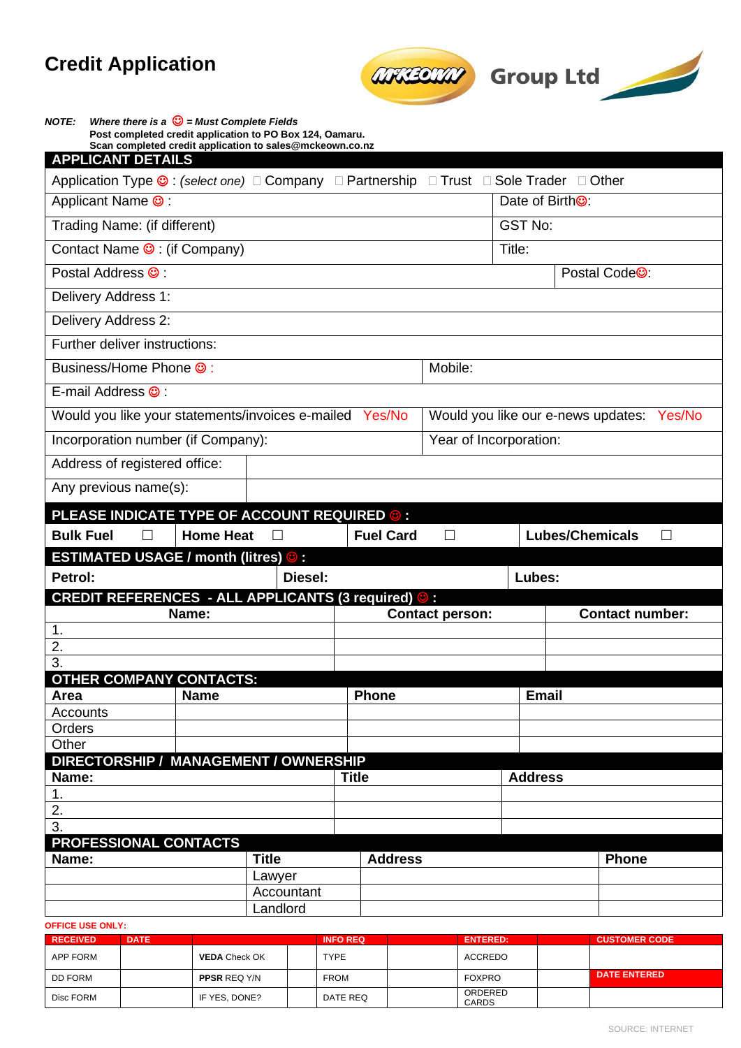# Credit Application

McKEOWN Group Ltd

***NOTE:*** ***Where there is a ☺ = Must Complete Fields***
**Post completed credit application to PO Box 124, Oamaru.**
**Scan completed credit application to sales@mckeown.co.nz**

## APPLICANT DETAILS

Application Type ☺ : *(select one)* ☐ Company ☐ Partnership ☐ Trust ☐ Sole Trader ☐ Other

| | |
|---|---|
| Applicant Name ☺ : | Date of Birth☺: |
| Trading Name: (if different) | GST No: |
| Contact Name ☺ : (if Company) | Title: |
| Postal Address ☺ : | Postal Code☺: |

Delivery Address 1:

Delivery Address 2:

Further deliver instructions:

| | |
|---|---|
| Business/Home Phone ☺ : | Mobile: |

E-mail Address ☺ :

| | |
|---|---|
| Would you like your statements/invoices e-mailed Yes/No | Would you like our e-news updates: Yes/No |
| Incorporation number (if Company): | Year of Incorporation: |
| Address of registered office: | |
| Any previous name(s): | |

## PLEASE INDICATE TYPE OF ACCOUNT REQUIRED ☺ :

| | | | |
|---|---|---|---|
| **Bulk Fuel** ☐ | **Home Heat** ☐ | **Fuel Card** ☐ | **Lubes/Chemicals** ☐ |

## ESTIMATED USAGE / month (litres) ☺ :

| | | |
|---|---|---|
| **Petrol:** | **Diesel:** | **Lubes:** |

## CREDIT REFERENCES - ALL APPLICANTS (3 required) ☺ :

| Name: | Contact person: | Contact number: |
|---|---|---|
| 1. | | |
| 2. | | |
| 3. | | |

## OTHER COMPANY CONTACTS:

| Area | Name | Phone | Email |
|---|---|---|---|
| Accounts | | | |
| Orders | | | |
| Other | | | |

## DIRECTORSHIP / MANAGEMENT / OWNERSHIP

| Name: | Title | Address |
|---|---|---|
| 1. | | |
| 2. | | |
| 3. | | |

## PROFESSIONAL CONTACTS

| Name: | Title | Address | Phone |
|---|---|---|---|
| | Lawyer | | |
| | Accountant | | |
| | Landlord | | |

**OFFICE USE ONLY:**

| RECEIVED | DATE | | | INFO REQ | | ENTERED: | | CUSTOMER CODE |
|---|---|---|---|---|---|---|---|---|
| APP FORM | | **VEDA** Check OK | | TYPE | | ACCREDO | | |
| DD FORM | | **PPSR** REQ Y/N | | FROM | | FOXPRO | | DATE ENTERED |
| Disc FORM | | IF YES, DONE? | | DATE REQ | | ORDERED CARDS | | |

SOURCE: INTERNET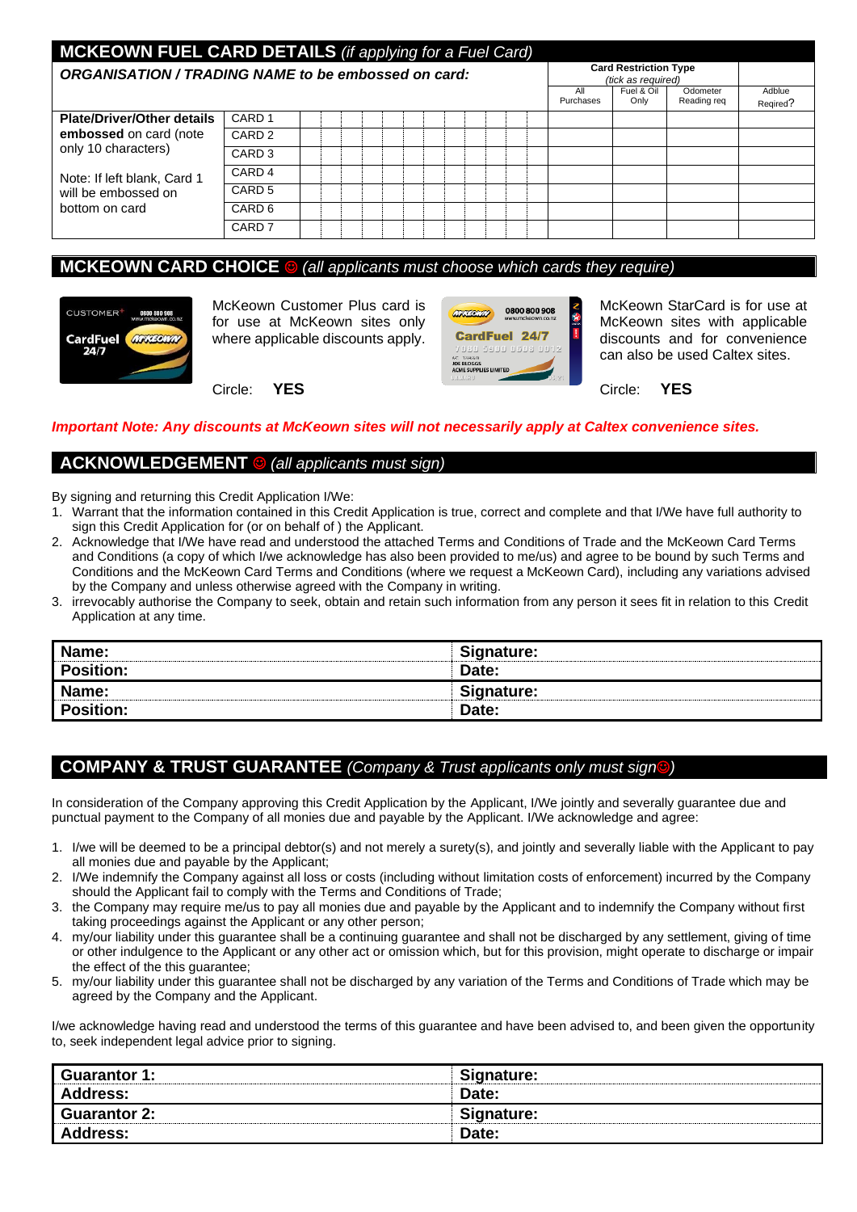## MCKEOWN FUEL CARD DETAILS *(if applying for a Fuel Card)*

| ***ORGANISATION / TRADING NAME to be embossed on card:*** | | | | | | | | | | | | | | **Card Restriction Type** *(tick as required)* | | | |
|---|---|---|---|---|---|---|---|---|---|---|---|---|---|---|---|---|---|
| | | | | | | | | | | | | | | All Purchases | Fuel & Oil Only | Odometer Reading req | Adblue Reqired? |
| **Plate/Driver/Other details embossed** on card (note only 10 characters) | CARD 1 | | | | | | | | | | | | | | | | |
| | CARD 2 | | | | | | | | | | | | | | | | |
| | CARD 3 | | | | | | | | | | | | | | | | |
| Note: If left blank, Card 1 will be embossed on bottom on card | CARD 4 | | | | | | | | | | | | | | | | |
| | CARD 5 | | | | | | | | | | | | | | | | |
| | CARD 6 | | | | | | | | | | | | | | | | |
| | CARD 7 | | | | | | | | | | | | | | | | |

## MCKEOWN CARD CHOICE ☺ *(all applicants must choose which cards they require)*

McKeown Customer Plus card is for use at McKeown sites only where applicable discounts apply.

Circle: **YES**

McKeown StarCard is for use at McKeown sites with applicable discounts and for convenience can also be used Caltex sites.

Circle: **YES**

***Important Note: Any discounts at McKeown sites will not necessarily apply at Caltex convenience sites.***

## ACKNOWLEDGEMENT ☺ *(all applicants must sign)*

By signing and returning this Credit Application I/We:

1. Warrant that the information contained in this Credit Application is true, correct and complete and that I/We have full authority to sign this Credit Application for (or on behalf of ) the Applicant.
2. Acknowledge that I/We have read and understood the attached Terms and Conditions of Trade and the McKeown Card Terms and Conditions (a copy of which I/we acknowledge has also been provided to me/us) and agree to be bound by such Terms and Conditions and the McKeown Card Terms and Conditions (where we request a McKeown Card), including any variations advised by the Company and unless otherwise agreed with the Company in writing.
3. irrevocably authorise the Company to seek, obtain and retain such information from any person it sees fit in relation to this Credit Application at any time.

| **Name:** | **Signature:** |
|---|---|
| **Position:** | **Date:** |
| **Name:** | **Signature:** |
| **Position:** | **Date:** |

## COMPANY & TRUST GUARANTEE *(Company & Trust applicants only must sign☺)*

In consideration of the Company approving this Credit Application by the Applicant, I/We jointly and severally guarantee due and punctual payment to the Company of all monies due and payable by the Applicant. I/We acknowledge and agree:

1. I/we will be deemed to be a principal debtor(s) and not merely a surety(s), and jointly and severally liable with the Applicant to pay all monies due and payable by the Applicant;
2. I/We indemnify the Company against all loss or costs (including without limitation costs of enforcement) incurred by the Company should the Applicant fail to comply with the Terms and Conditions of Trade;
3. the Company may require me/us to pay all monies due and payable by the Applicant and to indemnify the Company without first taking proceedings against the Applicant or any other person;
4. my/our liability under this guarantee shall be a continuing guarantee and shall not be discharged by any settlement, giving of time or other indulgence to the Applicant or any other act or omission which, but for this provision, might operate to discharge or impair the effect of the this guarantee;
5. my/our liability under this guarantee shall not be discharged by any variation of the Terms and Conditions of Trade which may be agreed by the Company and the Applicant.

I/we acknowledge having read and understood the terms of this guarantee and have been advised to, and been given the opportunity to, seek independent legal advice prior to signing.

| **Guarantor 1:** | **Signature:** |
|---|---|
| **Address:** | **Date:** |
| **Guarantor 2:** | **Signature:** |
| **Address:** | **Date:** |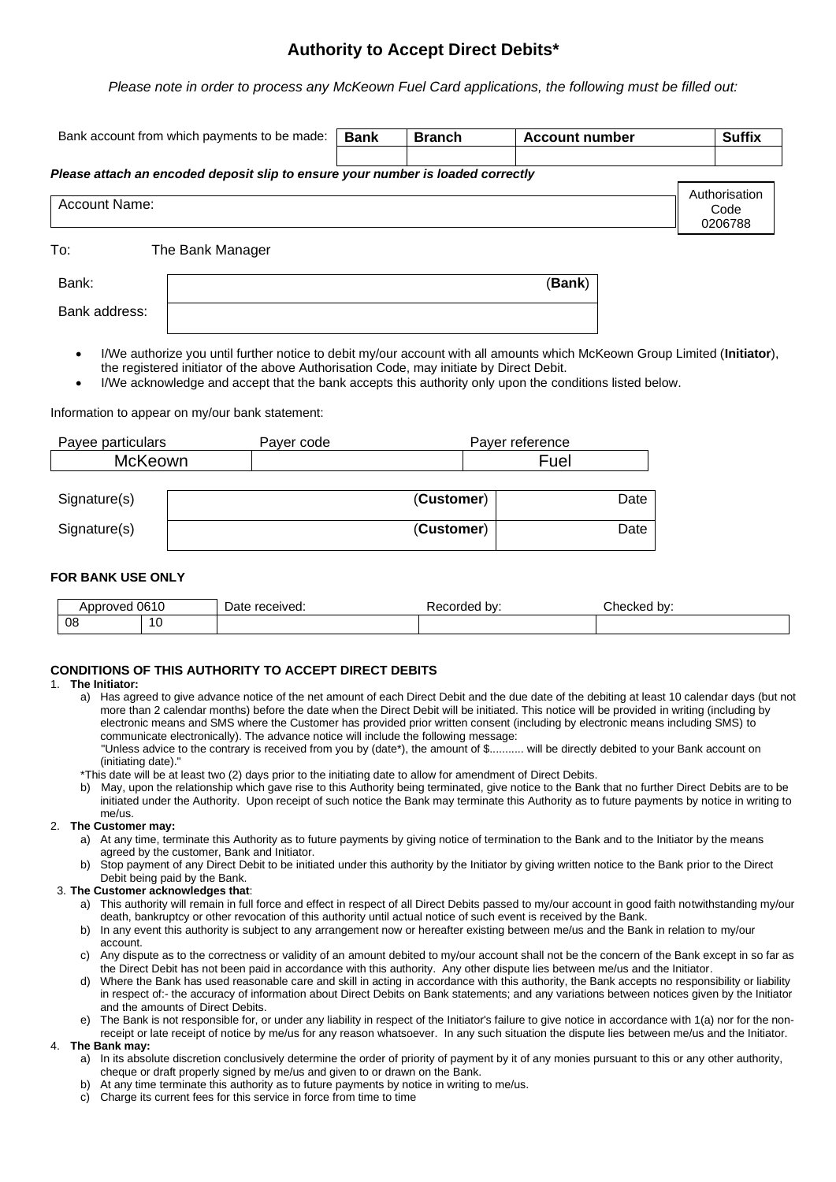# Authority to Accept Direct Debits*

*Please note in order to process any McKeown Fuel Card applications, the following must be filled out:*

| Bank account from which payments to be made: | Bank | Branch | Account number | Suffix |
|---|---|---|---|---|
| | | | | |

***Please attach an encoded deposit slip to ensure your number is loaded correctly***

| Account Name: | Authorisation Code 0206788 |
|---|---|

To: The Bank Manager

| | |
|---|---|
| Bank: | (**Bank**) |
| Bank address: | |

- I/We authorize you until further notice to debit my/our account with all amounts which McKeown Group Limited (**Initiator**), the registered initiator of the above Authorisation Code, may initiate by Direct Debit.
- I/We acknowledge and accept that the bank accepts this authority only upon the conditions listed below.

Information to appear on my/our bank statement:

| Payee particulars | Payer code | Payer reference |
|---|---|---|
| McKeown | | Fuel |

| | | |
|---|---|---|
| Signature(s) | (**Customer**) | Date |
| Signature(s) | (**Customer**) | Date |

**FOR BANK USE ONLY**

| Approved 0610 | | Date received: | Recorded by: | Checked by: |
|---|---|---|---|---|
| 08 | 10 | | | |

**CONDITIONS OF THIS AUTHORITY TO ACCEPT DIRECT DEBITS**

1. **The Initiator:**
   a) Has agreed to give advance notice of the net amount of each Direct Debit and the due date of the debiting at least 10 calendar days (but not more than 2 calendar months) before the date when the Direct Debit will be initiated. This notice will be provided in writing (including by electronic means and SMS where the Customer has provided prior written consent (including by electronic means including SMS) to communicate electronically). The advance notice will include the following message:
   "Unless advice to the contrary is received from you by (date*), the amount of $........... will be directly debited to your Bank account on (initiating date)."
   *This date will be at least two (2) days prior to the initiating date to allow for amendment of Direct Debits.
   b) May, upon the relationship which gave rise to this Authority being terminated, give notice to the Bank that no further Direct Debits are to be initiated under the Authority. Upon receipt of such notice the Bank may terminate this Authority as to future payments by notice in writing to me/us.
2. **The Customer may:**
   a) At any time, terminate this Authority as to future payments by giving notice of termination to the Bank and to the Initiator by the means agreed by the customer, Bank and Initiator.
   b) Stop payment of any Direct Debit to be initiated under this authority by the Initiator by giving written notice to the Bank prior to the Direct Debit being paid by the Bank.
3. **The Customer acknowledges that**:
   a) This authority will remain in full force and effect in respect of all Direct Debits passed to my/our account in good faith notwithstanding my/our death, bankruptcy or other revocation of this authority until actual notice of such event is received by the Bank.
   b) In any event this authority is subject to any arrangement now or hereafter existing between me/us and the Bank in relation to my/our account.
   c) Any dispute as to the correctness or validity of an amount debited to my/our account shall not be the concern of the Bank except in so far as the Direct Debit has not been paid in accordance with this authority. Any other dispute lies between me/us and the Initiator.
   d) Where the Bank has used reasonable care and skill in acting in accordance with this authority, the Bank accepts no responsibility or liability in respect of:- the accuracy of information about Direct Debits on Bank statements; and any variations between notices given by the Initiator and the amounts of Direct Debits.
   e) The Bank is not responsible for, or under any liability in respect of the Initiator's failure to give notice in accordance with 1(a) nor for the non-receipt or late receipt of notice by me/us for any reason whatsoever. In any such situation the dispute lies between me/us and the Initiator.
4. **The Bank may:**
   a) In its absolute discretion conclusively determine the order of priority of payment by it of any monies pursuant to this or any other authority, cheque or draft properly signed by me/us and given to or drawn on the Bank.
   b) At any time terminate this authority as to future payments by notice in writing to me/us.
   c) Charge its current fees for this service in force from time to time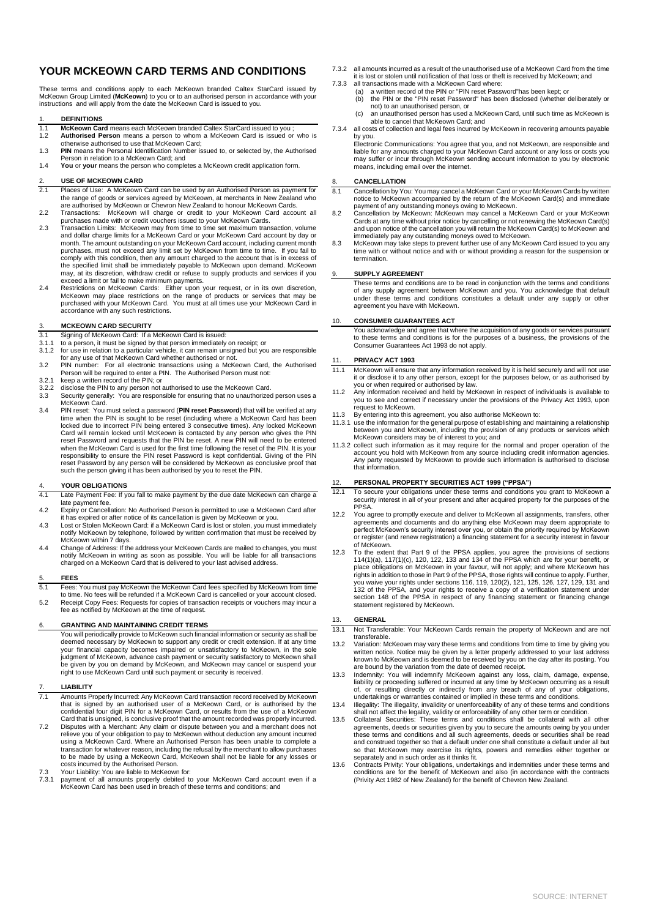# YOUR MCKEOWN CARD TERMS AND CONDITIONS

These terms and conditions apply to each McKeown branded Caltex StarCard issued by McKeown Group Limited (**McKeown**) to you or to an authorised person in accordance with your instructions and will apply from the date the McKeown Card is issued to you.

## 1. DEFINITIONS

1.1 **McKeown Card** means each McKeown branded Caltex StarCard issued to you ;

1.2 **Authorised Person** means a person to whom a McKeown Card is issued or who is otherwise authorised to use that McKeown Card;

1.3 **PIN** means the Personal Identification Number issued to, or selected by, the Authorised Person in relation to a McKeown Card; and

1.4 **You** or **your** means the person who completes a McKeown credit application form.

## 2. USE OF MCKEOWN CARD

2.1 Places of Use: A McKeown Card can be used by an Authorised Person as payment for the range of goods or services agreed by McKeown, at merchants in New Zealand who are authorised by McKeown or Chevron New Zealand to honour McKeown Cards.

2.2 Transactions: McKeown will charge or credit to your McKeown Card account all purchases made with or credit vouchers issued to your McKeown Cards.

2.3 Transaction Limits: McKeown may from time to time set maximum transaction, volume and dollar charge limits for a McKeown Card or your McKeown Card account by day or month. The amount outstanding on your McKeown Card account, including current month purchases, must not exceed any limit set by McKeown from time to time. If you fail to comply with this condition, then any amount charged to the account that is in excess of the specified limit shall be immediately payable to McKeown upon demand. McKeown may, at its discretion, withdraw credit or refuse to supply products and services if you exceed a limit or fail to make minimum payments.

2.4 Restrictions on McKeown Cards: Either upon your request, or in its own discretion, McKeown may place restrictions on the range of products or services that may be purchased with your McKeown Card. You must at all times use your McKeown Card in accordance with any such restrictions.

## 3. MCKEOWN CARD SECURITY

3.1 Signing of McKeown Card: If a McKeown Card is issued:

3.1.1 to a person, it must be signed by that person immediately on receipt; or

3.1.2 for use in relation to a particular vehicle, it can remain unsigned but you are responsible for any use of that McKeown Card whether authorised or not.

3.2 PIN number: For all electronic transactions using a McKeown Card, the Authorised Person will be required to enter a PIN. The Authorised Person must not:

3.2.1 keep a written record of the PIN; or

3.2.2 disclose the PIN to any person not authorised to use the McKeown Card.

3.3 Security generally: You are responsible for ensuring that no unauthorized person uses a McKeown Card.

3.4 PIN reset: You must select a password (**PIN reset Password**) that will be verified at any time when the PIN is sought to be reset (including where a McKeown Card has been locked due to incorrect PIN being entered 3 consecutive times). Any locked McKeown Card will remain locked until McKeown is contacted by any person who gives the PIN reset Password and requests that the PIN be reset. A new PIN will need to be entered when the McKeown Card is used for the first time following the reset of the PIN. It is your responsibility to ensure the PIN reset Password is kept confidential. Giving of the PIN reset Password by any person will be considered by McKeown as conclusive proof that such the person giving it has been authorised by you to reset the PIN.

## 4. YOUR OBLIGATIONS

4.1 Late Payment Fee: If you fail to make payment by the due date McKeown can charge a late payment fee.

4.2 Expiry or Cancellation: No Authorised Person is permitted to use a McKeown Card after it has expired or after notice of its cancellation is given by McKeown or you.

4.3 Lost or Stolen McKeown Card: if a McKeown Card is lost or stolen, you must immediately notify McKeown by telephone, followed by written confirmation that must be received by McKeown within 7 days.

4.4 Change of Address: If the address your McKeown Cards are mailed to changes, you must notify McKeown in writing as soon as possible. You will be liable for all transactions charged on a McKeown Card that is delivered to your last advised address.

## 5. FEES

5.1 Fees: You must pay McKeown the McKeown Card fees specified by McKeown from time to time. No fees will be refunded if a McKeown Card is cancelled or your account closed.

5.2 Receipt Copy Fees: Requests for copies of transaction receipts or vouchers may incur a fee as notified by McKeown at the time of request.

## 6. GRANTING AND MAINTAINING CREDIT TERMS

You will periodically provide to McKeown such financial information or security as shall be deemed necessary by McKeown to support any credit or credit extension. If at any time your financial capacity becomes impaired or unsatisfactory to McKeown, in the sole judgment of McKeown, advance cash payment or security satisfactory to McKeown shall be given by you on demand by McKeown, and McKeown may cancel or suspend your right to use McKeown Card until such payment or security is received.

## 7. LIABILITY

7.1 Amounts Properly Incurred: Any McKeown Card transaction record received by McKeown that is signed by an authorised user of a McKeown Card, or is authorised by the confidential four digit PIN for a McKeown Card, or results from the use of a McKeown Card that is unsigned, is conclusive proof that the amount recorded was properly incurred.

7.2 Disputes with a Merchant: Any claim or dispute between you and a merchant does not relieve you of your obligation to pay to McKeown without deduction any amount incurred using a McKeown Card. Where an Authorised Person has been unable to complete a transaction for whatever reason, including the refusal by the merchant to allow purchases to be made by using a McKeown Card, McKeown shall not be liable for any losses or costs incurred by the Authorised Person.

7.3 Your Liability: You are liable to McKeown for:

7.3.1 payment of all amounts properly debited to your McKeown Card account even if a McKeown Card has been used in breach of these terms and conditions; and

7.3.2 all amounts incurred as a result of the unauthorised use of a McKeown Card from the time it is lost or stolen until notification of that loss or theft is received by McKeown; and

7.3.3 all transactions made with a McKeown Card where:

(a) a written record of the PIN or "PIN reset Password"has been kept; or

(b) the PIN or the "PIN reset Password" has been disclosed (whether deliberately or not) to an unauthorised person, or

(c) an unauthorised person has used a McKeown Card, until such time as McKeown is able to cancel that McKeown Card; and

7.3.4 all costs of collection and legal fees incurred by McKeown in recovering amounts payable by you.

Electronic Communications: You agree that you, and not McKeown, are responsible and liable for any amounts charged to your McKeown Card account or any loss or costs you may suffer or incur through McKeown sending account information to you by electronic means, including email over the internet.

## 8. CANCELLATION

8.1 Cancellation by You: You may cancel a McKeown Card or your McKeown Cards by written notice to McKeown accompanied by the return of the McKeown Card(s) and immediate payment of any outstanding moneys owing to McKeown.

8.2 Cancellation by McKeown: McKeown may cancel a McKeown Card or your McKeown Cards at any time without prior notice by cancelling or not renewing the McKeown Card(s) and upon notice of the cancellation you will return the McKeown Card(s) to McKeown and immediately pay any outstanding moneys owed to McKeown.

8.3 McKeown may take steps to prevent further use of any McKeown Card issued to you any time with or without notice and with or without providing a reason for the suspension or termination.

## 9. SUPPLY AGREEMENT

These terms and conditions are to be read in conjunction with the terms and conditions of any supply agreement between McKeown and you. You acknowledge that default under these terms and conditions constitutes a default under any supply or other agreement you have with McKeown.

## 10. CONSUMER GUARANTEES ACT

You acknowledge and agree that where the acquisition of any goods or services pursuant to these terms and conditions is for the purposes of a business, the provisions of the Consumer Guarantees Act 1993 do not apply.

## 11. PRIVACY ACT 1993

11.1 McKeown will ensure that any information received by it is held securely and will not use it or disclose it to any other person, except for the purposes below, or as authorised by you or when required or authorised by law.

11.2 Any information received and held by McKeown in respect of individuals is available to you to see and correct if necessary under the provisions of the Privacy Act 1993, upon request to McKeown.

11.3 By entering into this agreement, you also authorise McKeown to:

11.3.1 use the information for the general purpose of establishing and maintaining a relationship between you and McKeown, including the provision of any products or services which McKeown considers may be of interest to you; and

11.3.2 collect such information as it may require for the normal and proper operation of the account you hold with McKeown from any source including credit information agencies. Any party requested by McKeown to provide such information is authorised to disclose that information.

## 12. PERSONAL PROPERTY SECURITIES ACT 1999 ("PPSA")

12.1 To secure your obligations under these terms and conditions you grant to McKeown a security interest in all of your present and after acquired property for the purposes of the PPSA.

12.2 You agree to promptly execute and deliver to McKeown all assignments, transfers, other agreements and documents and do anything else McKeown may deem appropriate to perfect McKeown's security interest over you, or obtain the priority required by McKeown or register (and renew registration) a financing statement for a security interest in favour of McKeown.

12.3 To the extent that Part 9 of the PPSA applies, you agree the provisions of sections 114(1)(a), 117(1)(c), 120, 122, 133 and 134 of the PPSA which are for your benefit, or place obligations on McKeown in your favour, will not apply; and where McKeown has rights in addition to those in Part 9 of the PPSA, those rights will continue to apply. Further, you waive your rights under sections 116, 119, 120(2), 121, 125, 126, 127, 129, 131 and 132 of the PPSA, and your rights to receive a copy of a verification statement under section 148 of the PPSA in respect of any financing statement or financing change statement registered by McKeown.

## 13. GENERAL

13.1 Not Transferable: Your McKeown Cards remain the property of McKeown and are not transferable.

13.2 Variation: McKeown may vary these terms and conditions from time to time by giving you written notice. Notice may be given by a letter properly addressed to your last address known to McKeown and is deemed to be received by you on the day after its posting. You are bound by the variation from the date of deemed receipt.

13.3 Indemnity: You will indemnify McKeown against any loss, claim, damage, expense, liability or proceeding suffered or incurred at any time by McKeown occurring as a result of, or resulting directly or indirectly from any breach of any of your obligations, undertakings or warranties contained or implied in these terms and conditions.

13.4 Illegality: The illegality, invalidity or unenforceability of any of these terms and conditions shall not affect the legality, validity or enforceability of any other term or condition.

13.5 Collateral Securities: These terms and conditions shall be collateral with all other agreements, deeds or securities given by you to secure the amounts owing by you under these terms and conditions and all such agreements, deeds or securities shall be read and construed together so that a default under one shall constitute a default under all but so that McKeown may exercise its rights, powers and remedies either together or separately and in such order as it thinks fit.

13.6 Contracts Privity: Your obligations, undertakings and indemnities under these terms and conditions are for the benefit of McKeown and also (in accordance with the contracts (Privity Act 1982 of New Zealand) for the benefit of Chevron New Zealand.

SOURCE: INTERNET